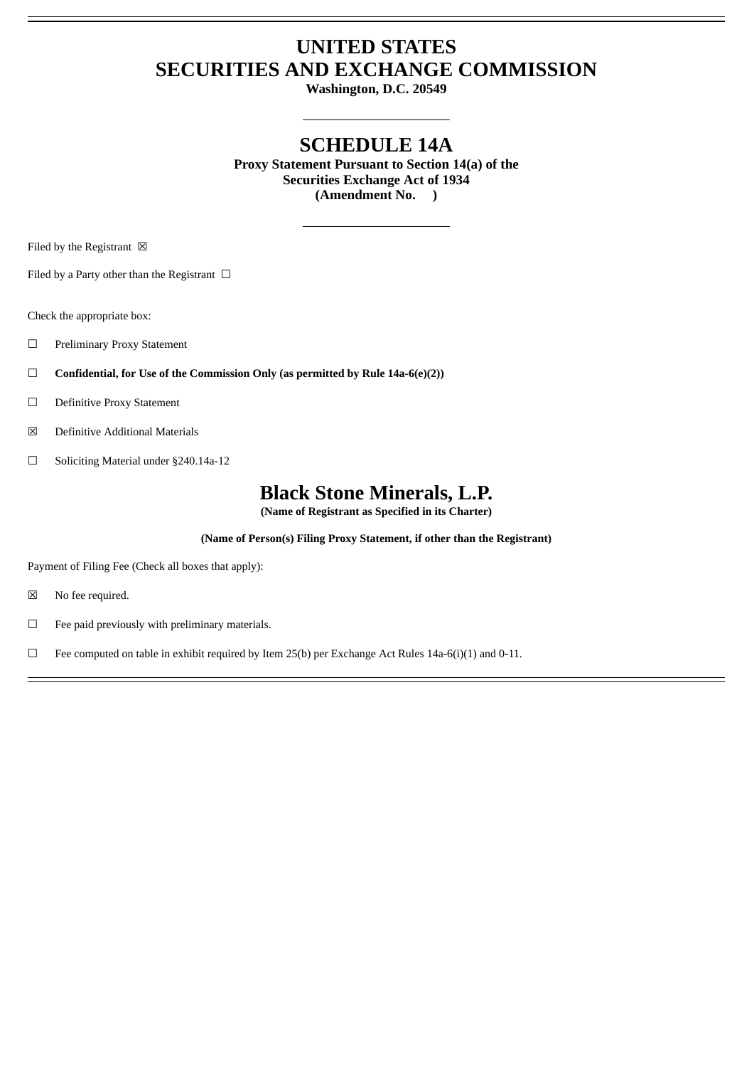# UNITED STATES
# SECURITIES AND EXCHANGE COMMISSION

**Washington, D.C. 20549**

---

## SCHEDULE 14A

**Proxy Statement Pursuant to Section 14(a) of the**
**Securities Exchange Act of 1934**
**(Amendment No. )**

---

Filed by the Registrant ☒

Filed by a Party other than the Registrant ☐

Check the appropriate box:

☐ Preliminary Proxy Statement

☐ **Confidential, for Use of the Commission Only (as permitted by Rule 14a-6(e)(2))**

☐ Definitive Proxy Statement

☒ Definitive Additional Materials

☐ Soliciting Material under §240.14a-12

## Black Stone Minerals, L.P.

**(Name of Registrant as Specified in its Charter)**

**(Name of Person(s) Filing Proxy Statement, if other than the Registrant)**

Payment of Filing Fee (Check all boxes that apply):

☒ No fee required.

☐ Fee paid previously with preliminary materials.

☐ Fee computed on table in exhibit required by Item 25(b) per Exchange Act Rules 14a-6(i)(1) and 0-11.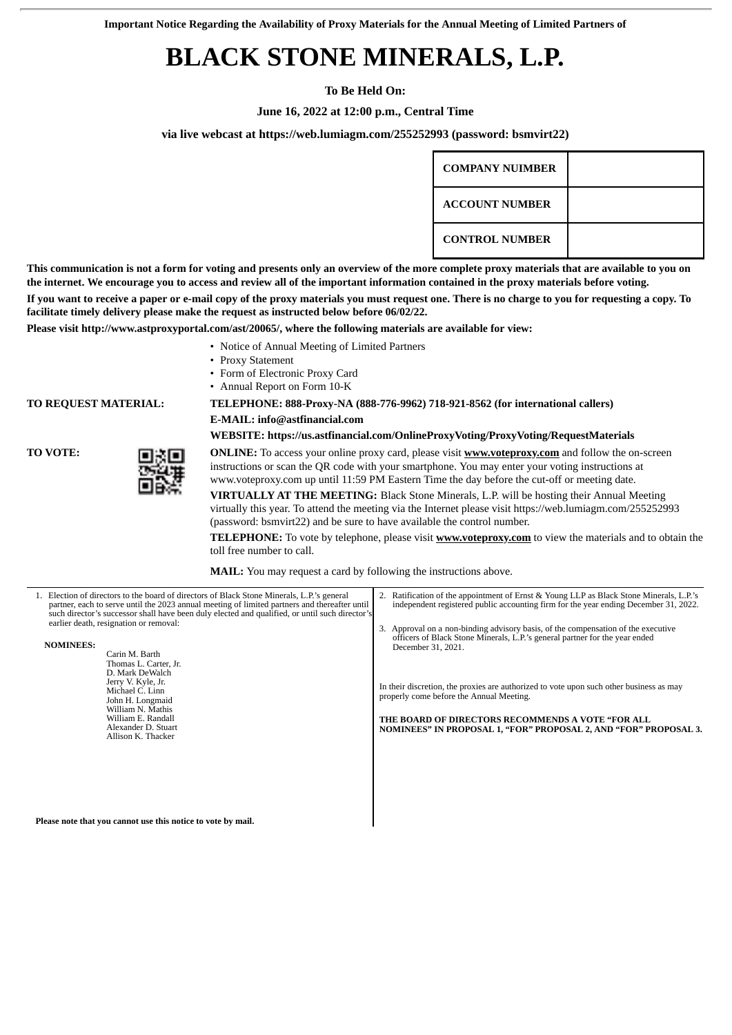**Important Notice Regarding the Availability of Proxy Materials for the Annual Meeting of Limited Partners of**

# BLACK STONE MINERALS, L.P.

**To Be Held On:**

**June 16, 2022 at 12:00 p.m., Central Time**

**via live webcast at https://web.lumiagm.com/255252993 (password: bsmvirt22)**

| | |
|---|---|
| **COMPANY NUIMBER** | |
| **ACCOUNT NUMBER** | |
| **CONTROL NUMBER** | |

**This communication is not a form for voting and presents only an overview of the more complete proxy materials that are available to you on the internet. We encourage you to access and review all of the important information contained in the proxy materials before voting.**

**If you want to receive a paper or e-mail copy of the proxy materials you must request one. There is no charge to you for requesting a copy. To facilitate timely delivery please make the request as instructed below before 06/02/22.**

**Please visit http://www.astproxyportal.com/ast/20065/, where the following materials are available for view:**

- Notice of Annual Meeting of Limited Partners
- Proxy Statement
- Form of Electronic Proxy Card
- Annual Report on Form 10-K

**TO REQUEST MATERIAL:**

**TELEPHONE: 888-Proxy-NA (888-776-9962) 718-921-8562 (for international callers)**

**E-MAIL: info@astfinancial.com**

**WEBSITE: https://us.astfinancial.com/OnlineProxyVoting/ProxyVoting/RequestMaterials**

**TO VOTE:**

**ONLINE:** To access your online proxy card, please visit **www.voteproxy.com** and follow the on-screen instructions or scan the QR code with your smartphone. You may enter your voting instructions at www.voteproxy.com up until 11:59 PM Eastern Time the day before the cut-off or meeting date.

**VIRTUALLY AT THE MEETING:** Black Stone Minerals, L.P. will be hosting their Annual Meeting virtually this year. To attend the meeting via the Internet please visit https://web.lumiagm.com/255252993 (password: bsmvirt22) and be sure to have available the control number.

**TELEPHONE:** To vote by telephone, please visit **www.voteproxy.com** to view the materials and to obtain the toll free number to call.

**MAIL:** You may request a card by following the instructions above.

1. Election of directors to the board of directors of Black Stone Minerals, L.P.'s general partner, each to serve until the 2023 annual meeting of limited partners and thereafter until such director's successor shall have been duly elected and qualified, or until such director's earlier death, resignation or removal:

**NOMINEES:**

Carin M. Barth
Thomas L. Carter, Jr.
D. Mark DeWalch
Jerry V. Kyle, Jr.
Michael C. Linn
John H. Longmaid
William N. Mathis
William E. Randall
Alexander D. Stuart
Allison K. Thacker

**Please note that you cannot use this notice to vote by mail.**

2. Ratification of the appointment of Ernst & Young LLP as Black Stone Minerals, L.P.'s independent registered public accounting firm for the year ending December 31, 2022.

3. Approval on a non-binding advisory basis, of the compensation of the executive officers of Black Stone Minerals, L.P.'s general partner for the year ended December 31, 2021.

In their discretion, the proxies are authorized to vote upon such other business as may properly come before the Annual Meeting.

**THE BOARD OF DIRECTORS RECOMMENDS A VOTE "FOR ALL NOMINEES" IN PROPOSAL 1, "FOR" PROPOSAL 2, AND "FOR" PROPOSAL 3.**